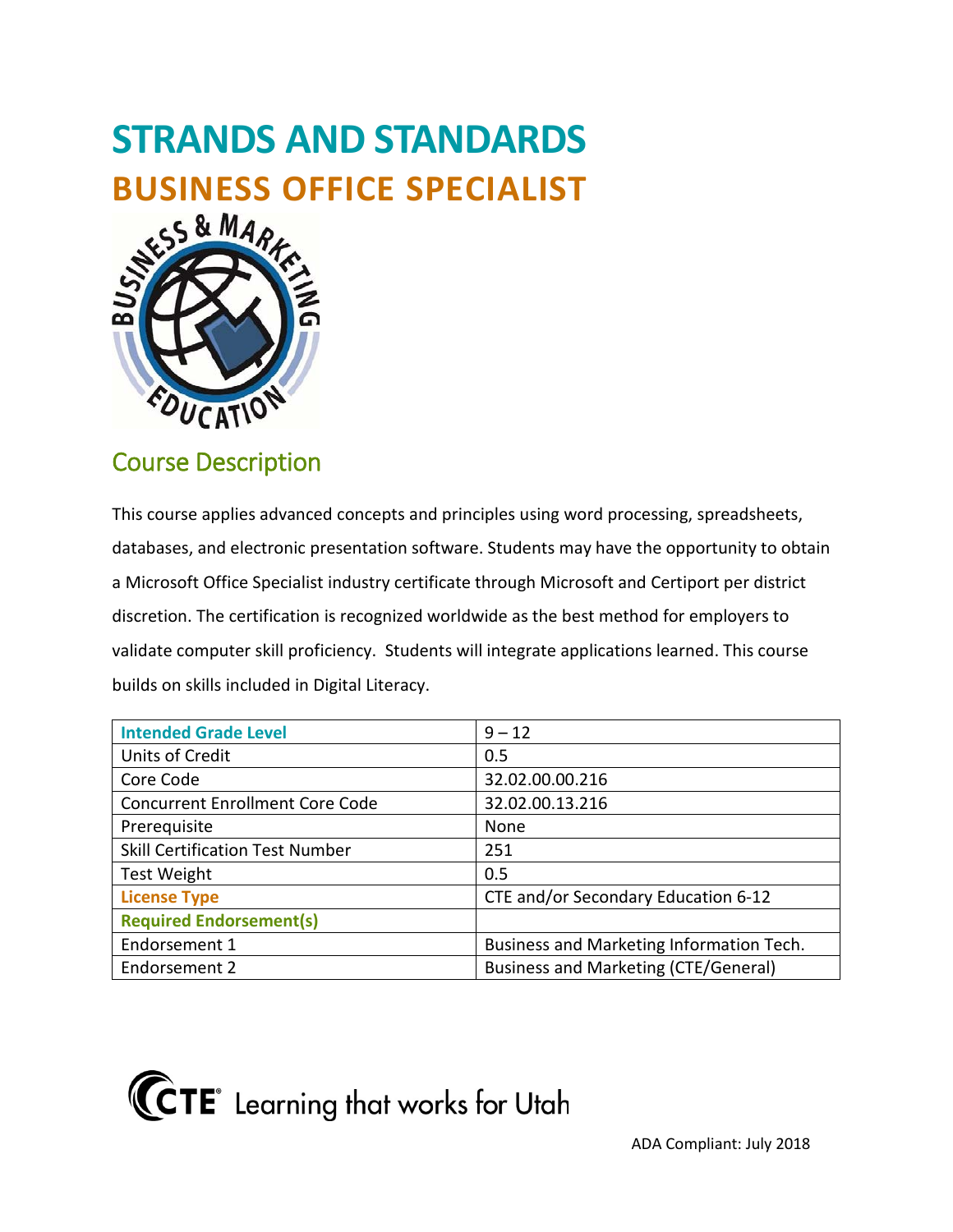# STRANDS AND STANDARDS

# BUSINESS OFFICE SPECIALIST

## Course Description

This course applies advanced concepts and principles using word processing, spreadsheets, databases, and electronic presentation software. Students may have the opportunity to obtain a Microsoft Office Specialist industry certificate through Microsoft and Certiport per district discretion. The certification is recognized worldwide as the best method for employers to validate computer skill proficiency. Students will integrate applications learned. This course builds on skills included in Digital Literacy.

| **Intended Grade Level** | 9 – 12 |
|---|---|
| Units of Credit | 0.5 |
| Core Code | 32.02.00.00.216 |
| Concurrent Enrollment Core Code | 32.02.00.13.216 |
| Prerequisite | None |
| Skill Certification Test Number | 251 |
| Test Weight | 0.5 |
| **License Type** | CTE and/or Secondary Education 6-12 |
| **Required Endorsement(s)** | |
| Endorsement 1 | Business and Marketing Information Tech. |
| Endorsement 2 | Business and Marketing (CTE/General) |

CTE® Learning that works for Utah

ADA Compliant: July 2018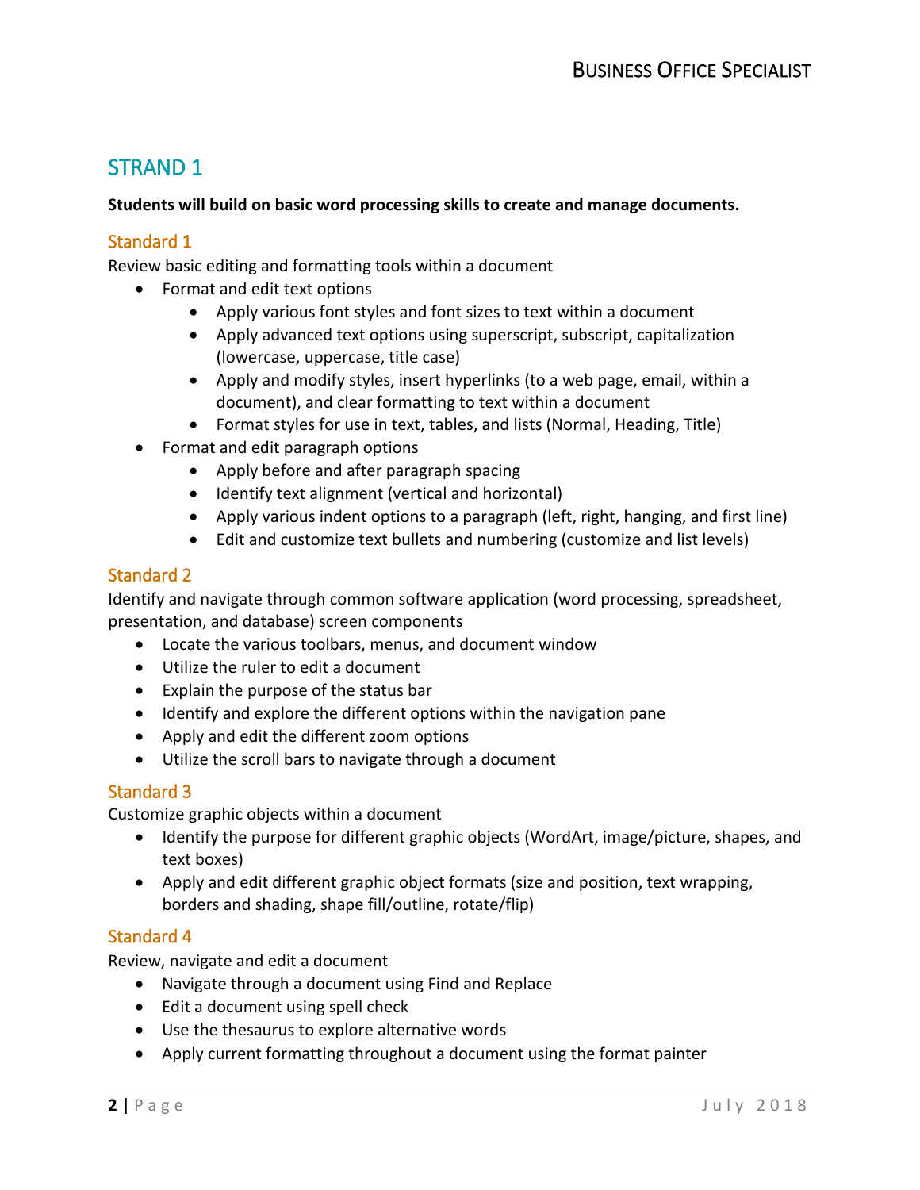## STRAND 1

**Students will build on basic word processing skills to create and manage documents.**

### Standard 1

Review basic editing and formatting tools within a document

- Format and edit text options
    - Apply various font styles and font sizes to text within a document
    - Apply advanced text options using superscript, subscript, capitalization (lowercase, uppercase, title case)
    - Apply and modify styles, insert hyperlinks (to a web page, email, within a document), and clear formatting to text within a document
    - Format styles for use in text, tables, and lists (Normal, Heading, Title)
- Format and edit paragraph options
    - Apply before and after paragraph spacing
    - Identify text alignment (vertical and horizontal)
    - Apply various indent options to a paragraph (left, right, hanging, and first line)
    - Edit and customize text bullets and numbering (customize and list levels)

### Standard 2

Identify and navigate through common software application (word processing, spreadsheet, presentation, and database) screen components

- Locate the various toolbars, menus, and document window
- Utilize the ruler to edit a document
- Explain the purpose of the status bar
- Identify and explore the different options within the navigation pane
- Apply and edit the different zoom options
- Utilize the scroll bars to navigate through a document

### Standard 3

Customize graphic objects within a document

- Identify the purpose for different graphic objects (WordArt, image/picture, shapes, and text boxes)
- Apply and edit different graphic object formats (size and position, text wrapping, borders and shading, shape fill/outline, rotate/flip)

### Standard 4

Review, navigate and edit a document

- Navigate through a document using Find and Replace
- Edit a document using spell check
- Use the thesaurus to explore alternative words
- Apply current formatting throughout a document using the format painter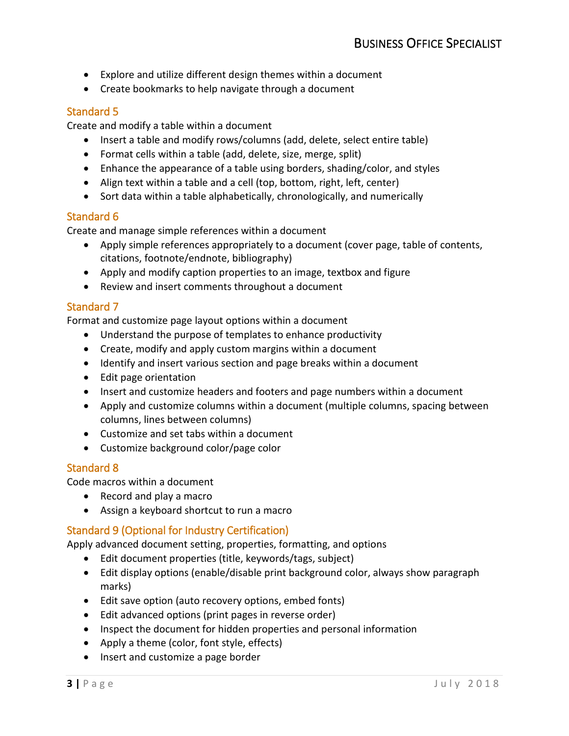- Explore and utilize different design themes within a document
- Create bookmarks to help navigate through a document

## Standard 5

Create and modify a table within a document

- Insert a table and modify rows/columns (add, delete, select entire table)
- Format cells within a table (add, delete, size, merge, split)
- Enhance the appearance of a table using borders, shading/color, and styles
- Align text within a table and a cell (top, bottom, right, left, center)
- Sort data within a table alphabetically, chronologically, and numerically

## Standard 6

Create and manage simple references within a document

- Apply simple references appropriately to a document (cover page, table of contents, citations, footnote/endnote, bibliography)
- Apply and modify caption properties to an image, textbox and figure
- Review and insert comments throughout a document

## Standard 7

Format and customize page layout options within a document

- Understand the purpose of templates to enhance productivity
- Create, modify and apply custom margins within a document
- Identify and insert various section and page breaks within a document
- Edit page orientation
- Insert and customize headers and footers and page numbers within a document
- Apply and customize columns within a document (multiple columns, spacing between columns, lines between columns)
- Customize and set tabs within a document
- Customize background color/page color

## Standard 8

Code macros within a document

- Record and play a macro
- Assign a keyboard shortcut to run a macro

## Standard 9 (Optional for Industry Certification)

Apply advanced document setting, properties, formatting, and options

- Edit document properties (title, keywords/tags, subject)
- Edit display options (enable/disable print background color, always show paragraph marks)
- Edit save option (auto recovery options, embed fonts)
- Edit advanced options (print pages in reverse order)
- Inspect the document for hidden properties and personal information
- Apply a theme (color, font style, effects)
- Insert and customize a page border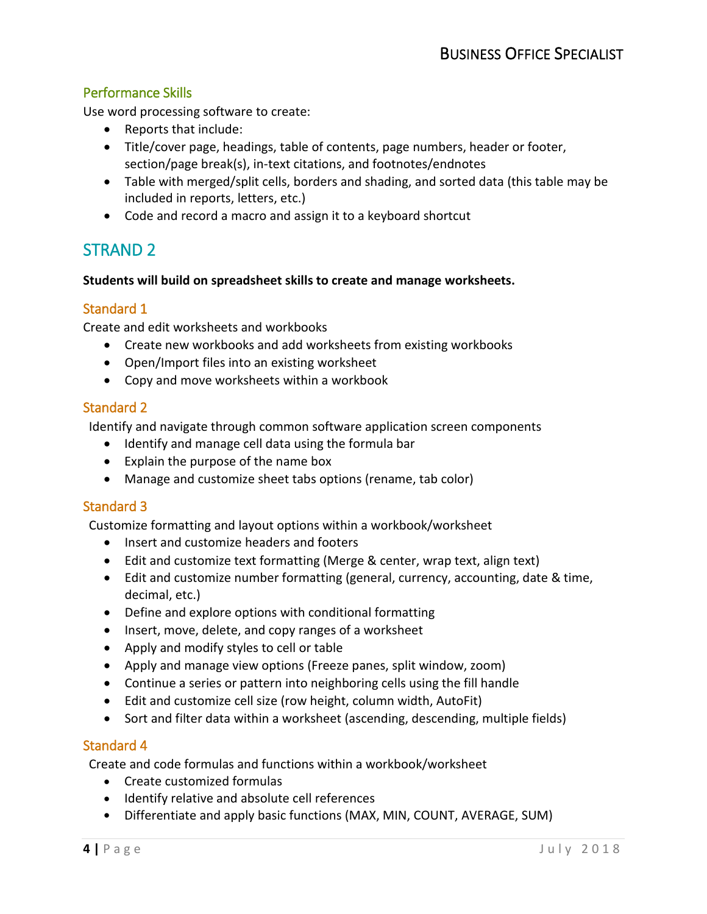### Performance Skills

Use word processing software to create:

- Reports that include:
- Title/cover page, headings, table of contents, page numbers, header or footer, section/page break(s), in-text citations, and footnotes/endnotes
- Table with merged/split cells, borders and shading, and sorted data (this table may be included in reports, letters, etc.)
- Code and record a macro and assign it to a keyboard shortcut

## STRAND 2

**Students will build on spreadsheet skills to create and manage worksheets.**

### Standard 1

Create and edit worksheets and workbooks

- Create new workbooks and add worksheets from existing workbooks
- Open/Import files into an existing worksheet
- Copy and move worksheets within a workbook

### Standard 2

Identify and navigate through common software application screen components

- Identify and manage cell data using the formula bar
- Explain the purpose of the name box
- Manage and customize sheet tabs options (rename, tab color)

### Standard 3

Customize formatting and layout options within a workbook/worksheet

- Insert and customize headers and footers
- Edit and customize text formatting (Merge & center, wrap text, align text)
- Edit and customize number formatting (general, currency, accounting, date & time, decimal, etc.)
- Define and explore options with conditional formatting
- Insert, move, delete, and copy ranges of a worksheet
- Apply and modify styles to cell or table
- Apply and manage view options (Freeze panes, split window, zoom)
- Continue a series or pattern into neighboring cells using the fill handle
- Edit and customize cell size (row height, column width, AutoFit)
- Sort and filter data within a worksheet (ascending, descending, multiple fields)

### Standard 4

Create and code formulas and functions within a workbook/worksheet

- Create customized formulas
- Identify relative and absolute cell references
- Differentiate and apply basic functions (MAX, MIN, COUNT, AVERAGE, SUM)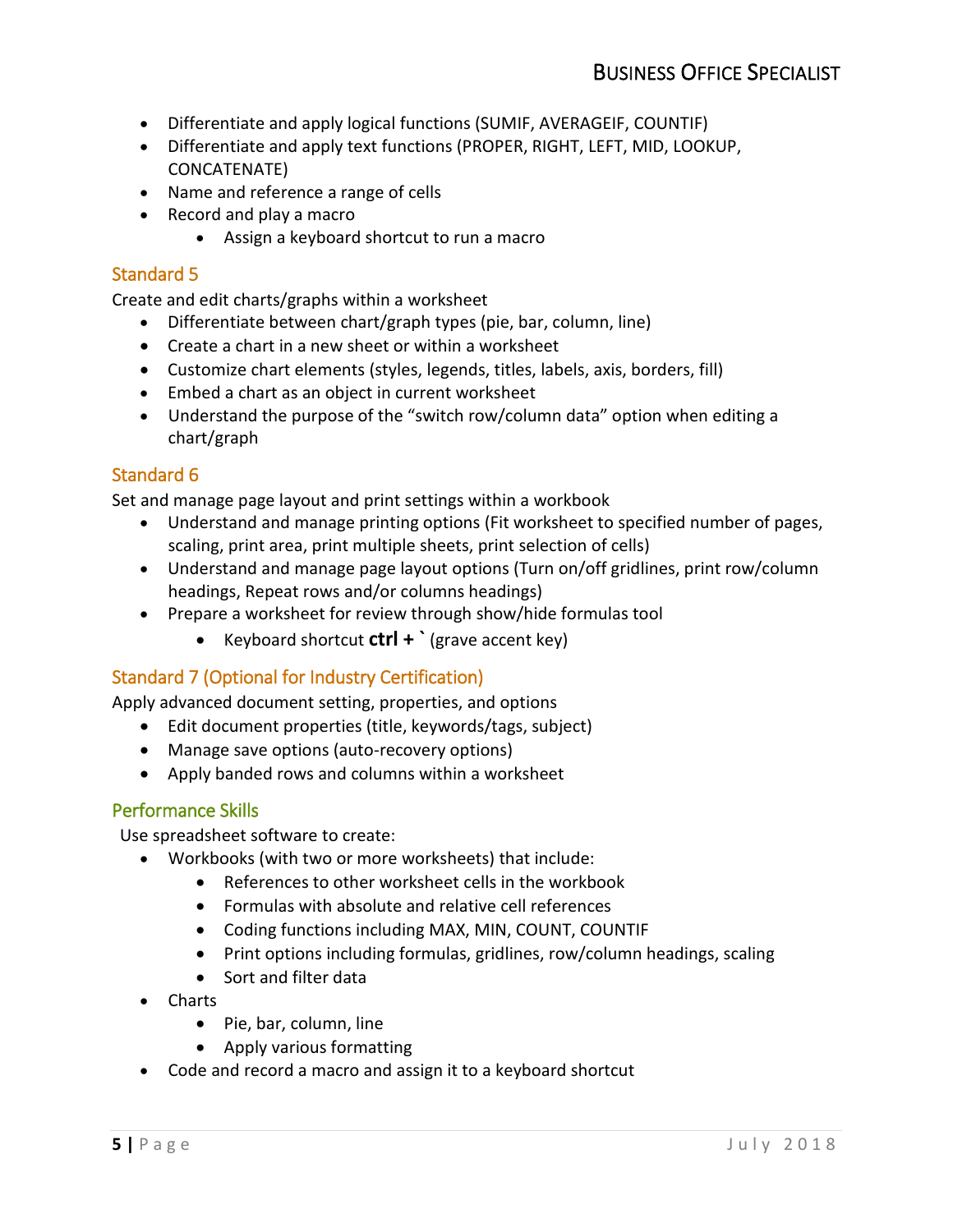- Differentiate and apply logical functions (SUMIF, AVERAGEIF, COUNTIF)
- Differentiate and apply text functions (PROPER, RIGHT, LEFT, MID, LOOKUP, CONCATENATE)
- Name and reference a range of cells
- Record and play a macro
    - Assign a keyboard shortcut to run a macro

## Standard 5

Create and edit charts/graphs within a worksheet

- Differentiate between chart/graph types (pie, bar, column, line)
- Create a chart in a new sheet or within a worksheet
- Customize chart elements (styles, legends, titles, labels, axis, borders, fill)
- Embed a chart as an object in current worksheet
- Understand the purpose of the "switch row/column data" option when editing a chart/graph

## Standard 6

Set and manage page layout and print settings within a workbook

- Understand and manage printing options (Fit worksheet to specified number of pages, scaling, print area, print multiple sheets, print selection of cells)
- Understand and manage page layout options (Turn on/off gridlines, print row/column headings, Repeat rows and/or columns headings)
- Prepare a worksheet for review through show/hide formulas tool
    - Keyboard shortcut **ctrl + `** (grave accent key)

## Standard 7 (Optional for Industry Certification)

Apply advanced document setting, properties, and options

- Edit document properties (title, keywords/tags, subject)
- Manage save options (auto-recovery options)
- Apply banded rows and columns within a worksheet

## Performance Skills

Use spreadsheet software to create:

- Workbooks (with two or more worksheets) that include:
    - References to other worksheet cells in the workbook
    - Formulas with absolute and relative cell references
    - Coding functions including MAX, MIN, COUNT, COUNTIF
    - Print options including formulas, gridlines, row/column headings, scaling
    - Sort and filter data
- Charts
    - Pie, bar, column, line
    - Apply various formatting
- Code and record a macro and assign it to a keyboard shortcut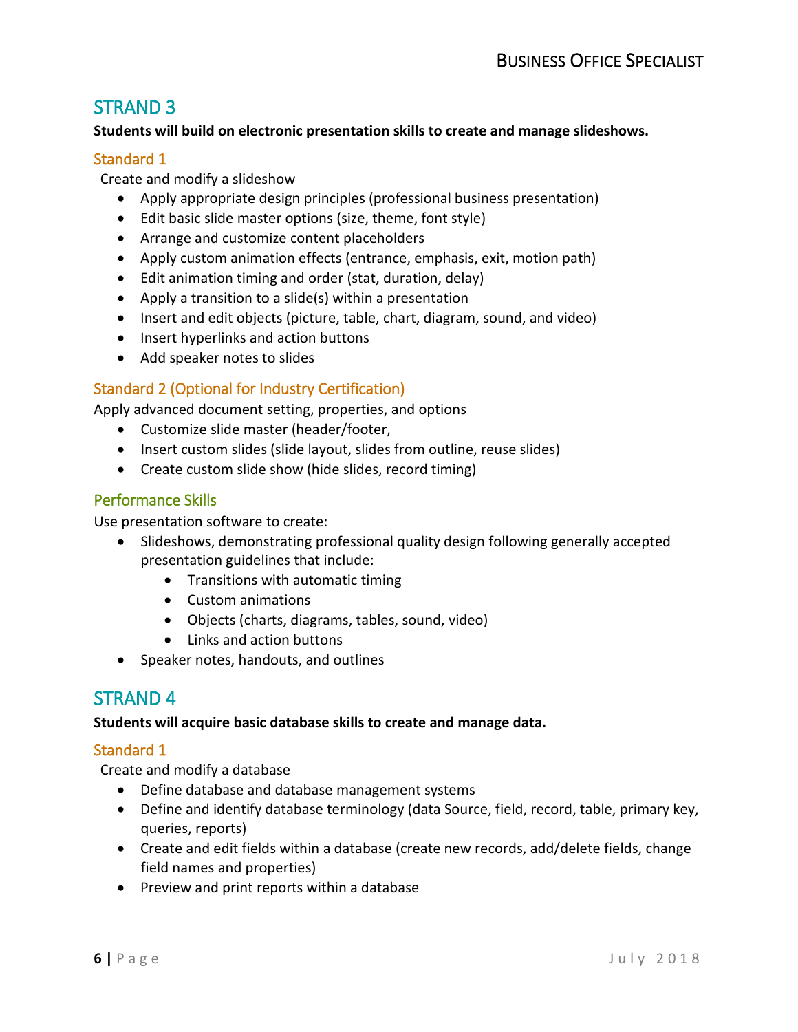## STRAND 3

**Students will build on electronic presentation skills to create and manage slideshows.**

### Standard 1

Create and modify a slideshow

- Apply appropriate design principles (professional business presentation)
- Edit basic slide master options (size, theme, font style)
- Arrange and customize content placeholders
- Apply custom animation effects (entrance, emphasis, exit, motion path)
- Edit animation timing and order (stat, duration, delay)
- Apply a transition to a slide(s) within a presentation
- Insert and edit objects (picture, table, chart, diagram, sound, and video)
- Insert hyperlinks and action buttons
- Add speaker notes to slides

### Standard 2 (Optional for Industry Certification)

Apply advanced document setting, properties, and options

- Customize slide master (header/footer,
- Insert custom slides (slide layout, slides from outline, reuse slides)
- Create custom slide show (hide slides, record timing)

### Performance Skills

Use presentation software to create:

- Slideshows, demonstrating professional quality design following generally accepted presentation guidelines that include:
    - Transitions with automatic timing
    - Custom animations
    - Objects (charts, diagrams, tables, sound, video)
    - Links and action buttons
- Speaker notes, handouts, and outlines

## STRAND 4

**Students will acquire basic database skills to create and manage data.**

### Standard 1

Create and modify a database

- Define database and database management systems
- Define and identify database terminology (data Source, field, record, table, primary key, queries, reports)
- Create and edit fields within a database (create new records, add/delete fields, change field names and properties)
- Preview and print reports within a database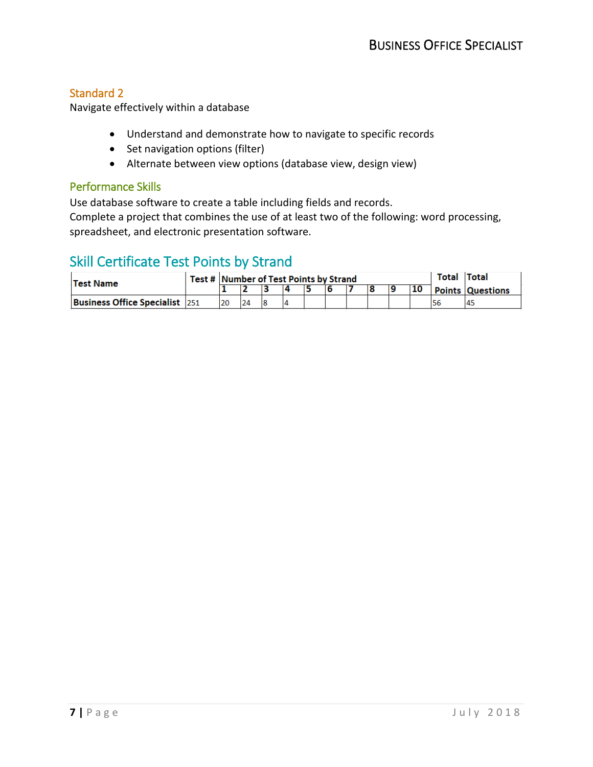### Standard 2

Navigate effectively within a database

- Understand and demonstrate how to navigate to specific records
- Set navigation options (filter)
- Alternate between view options (database view, design view)

### Performance Skills

Use database software to create a table including fields and records.
Complete a project that combines the use of at least two of the following: word processing, spreadsheet, and electronic presentation software.

## Skill Certificate Test Points by Strand

| Test Name | Test # | Number of Test Points by Strand | | | | | | | | | | Total Points | Total Questions |
|---|---|---|---|---|---|---|---|---|---|---|---|---|---|
| | | 1 | 2 | 3 | 4 | 5 | 6 | 7 | 8 | 9 | 10 | | |
| **Business Office Specialist** | 251 | 20 | 24 | 8 | 4 | | | | | | | 56 | 45 |